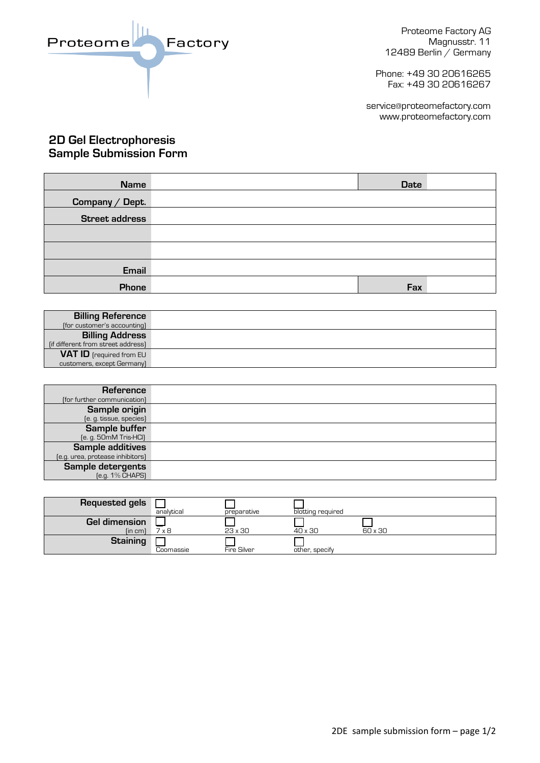Proteome Factory

Proteome Factory AG
Magnusstr. 11
12489 Berlin / Germany

Phone: +49 30 20616265
Fax: +49 30 20616267

service@proteomefactory.com
www.proteomefactory.com

# 2D Gel Electrophoresis Sample Submission Form

| | | | |
|---|---|---|---|
| **Name** | | **Date** | |
| **Company / Dept.** | | | |
| **Street address** | | | |
| | | | |
| | | | |
| **Email** | | | |
| **Phone** | | **Fax** | |

| | |
|---|---|
| **Billing Reference** (for customer's accounting) | |
| **Billing Address** (if different from street address) | |
| **VAT ID** (required from EU customers, except Germany) | |

| | |
|---|---|
| **Reference** (for further communication) | |
| **Sample origin** (e. g. tissue, species) | |
| **Sample buffer** (e. g. 50mM Tris-HCl) | |
| **Sample additives** (e.g. urea, protease inhibitors) | |
| **Sample detergents** (e.g. 1% CHAPS) | |

| | | | | |
|---|---|---|---|---|
| **Requested gels** | ☐ analytical | ☐ preparative | ☐ blotting required | |
| **Gel dimension** (in cm) | ☐ 7 x 8 | ☐ 23 x 30 | ☐ 40 x 30 | ☐ 60 x 30 |
| **Staining** | ☐ Coomassie | ☐ Fire Silver | ☐ other, specify | |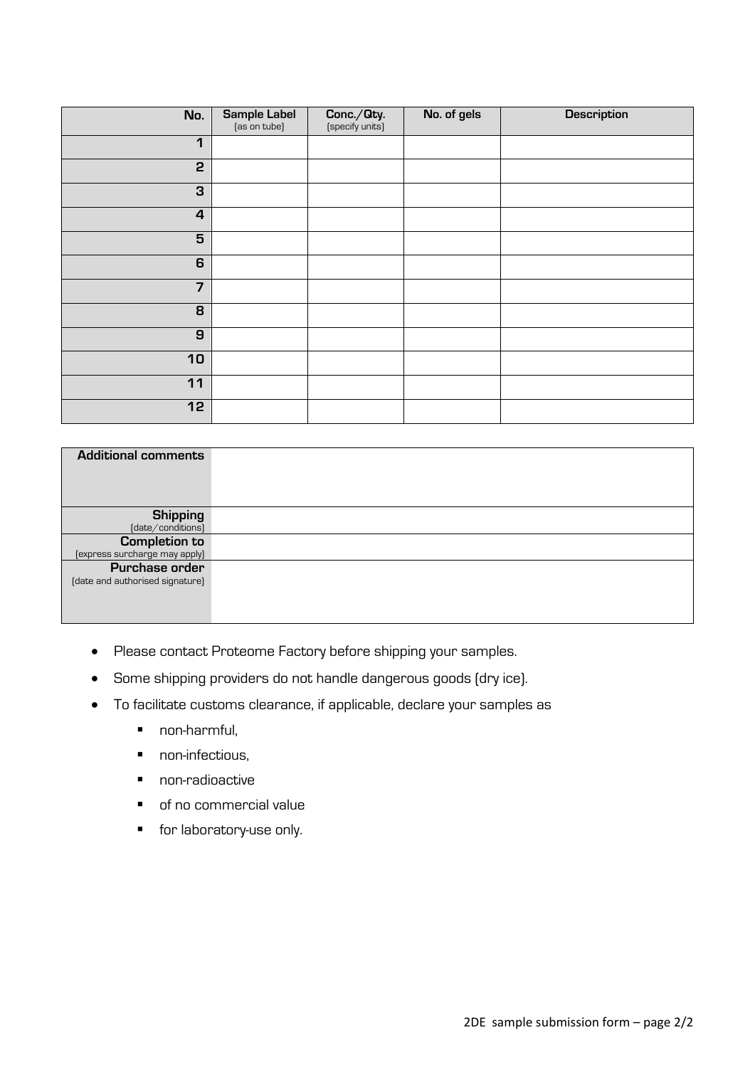| No. | Sample Label (as on tube) | Conc./Qty. (specify units) | No. of gels | Description |
|---|---|---|---|---|
| 1 | | | | |
| 2 | | | | |
| 3 | | | | |
| 4 | | | | |
| 5 | | | | |
| 6 | | | | |
| 7 | | | | |
| 8 | | | | |
| 9 | | | | |
| 10 | | | | |
| 11 | | | | |
| 12 | | | | |

| | |
|---|---|
| **Additional comments** | |
| **Shipping** (date/conditions) | |
| **Completion to** (express surcharge may apply) | |
| **Purchase order** (date and authorised signature) | |

- Please contact Proteome Factory before shipping your samples.
- Some shipping providers do not handle dangerous goods (dry ice).
- To facilitate customs clearance, if applicable, declare your samples as
  - non-harmful,
  - non-infectious,
  - non-radioactive
  - of no commercial value
  - for laboratory-use only.